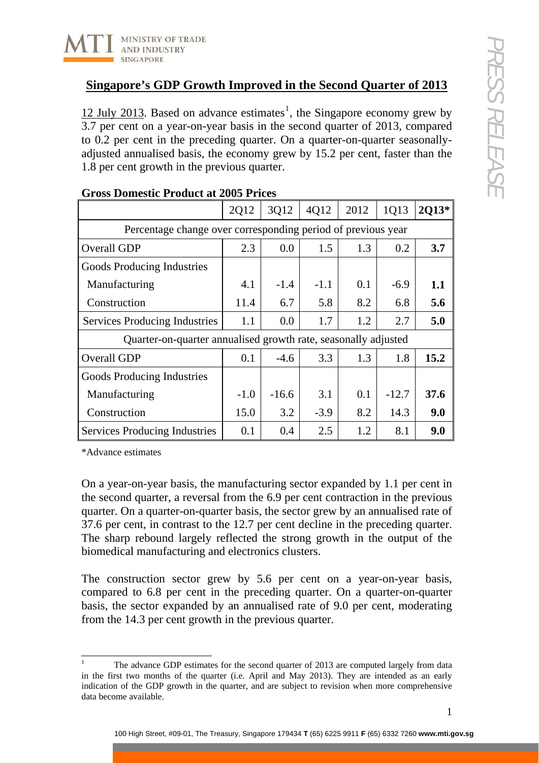# Singapore's GDP Growth Improved in the Second Quarter of 2013

12 July 2013. Based on advance estimates[1], the Singapore economy grew by 3.7 per cent on a year-on-year basis in the second quarter of 2013, compared to 0.2 per cent in the preceding quarter. On a quarter-on-quarter seasonally-adjusted annualised basis, the economy grew by 15.2 per cent, faster than the 1.8 per cent growth in the previous quarter.

**Gross Domestic Product at 2005 Prices**

| | 2Q12 | 3Q12 | 4Q12 | 2012 | 1Q13 | **2Q13*** |
|---|---|---|---|---|---|---|
| Percentage change over corresponding period of previous year | | | | | | |
| Overall GDP | 2.3 | 0.0 | 1.5 | 1.3 | 0.2 | **3.7** |
| Goods Producing Industries | | | | | | |
| Manufacturing | 4.1 | -1.4 | -1.1 | 0.1 | -6.9 | **1.1** |
| Construction | 11.4 | 6.7 | 5.8 | 8.2 | 6.8 | **5.6** |
| Services Producing Industries | 1.1 | 0.0 | 1.7 | 1.2 | 2.7 | **5.0** |
| Quarter-on-quarter annualised growth rate, seasonally adjusted | | | | | | |
| Overall GDP | 0.1 | -4.6 | 3.3 | 1.3 | 1.8 | **15.2** |
| Goods Producing Industries | | | | | | |
| Manufacturing | -1.0 | -16.6 | 3.1 | 0.1 | -12.7 | **37.6** |
| Construction | 15.0 | 3.2 | -3.9 | 8.2 | 14.3 | **9.0** |
| Services Producing Industries | 0.1 | 0.4 | 2.5 | 1.2 | 8.1 | **9.0** |

*Advance estimates

On a year-on-year basis, the manufacturing sector expanded by 1.1 per cent in the second quarter, a reversal from the 6.9 per cent contraction in the previous quarter. On a quarter-on-quarter basis, the sector grew by an annualised rate of 37.6 per cent, in contrast to the 12.7 per cent decline in the preceding quarter. The sharp rebound largely reflected the strong growth in the output of the biomedical manufacturing and electronics clusters.

The construction sector grew by 5.6 per cent on a year-on-year basis, compared to 6.8 per cent in the preceding quarter. On a quarter-on-quarter basis, the sector expanded by an annualised rate of 9.0 per cent, moderating from the 14.3 per cent growth in the previous quarter.

[1] The advance GDP estimates for the second quarter of 2013 are computed largely from data in the first two months of the quarter (i.e. April and May 2013). They are intended as an early indication of the GDP growth in the quarter, and are subject to revision when more comprehensive data become available.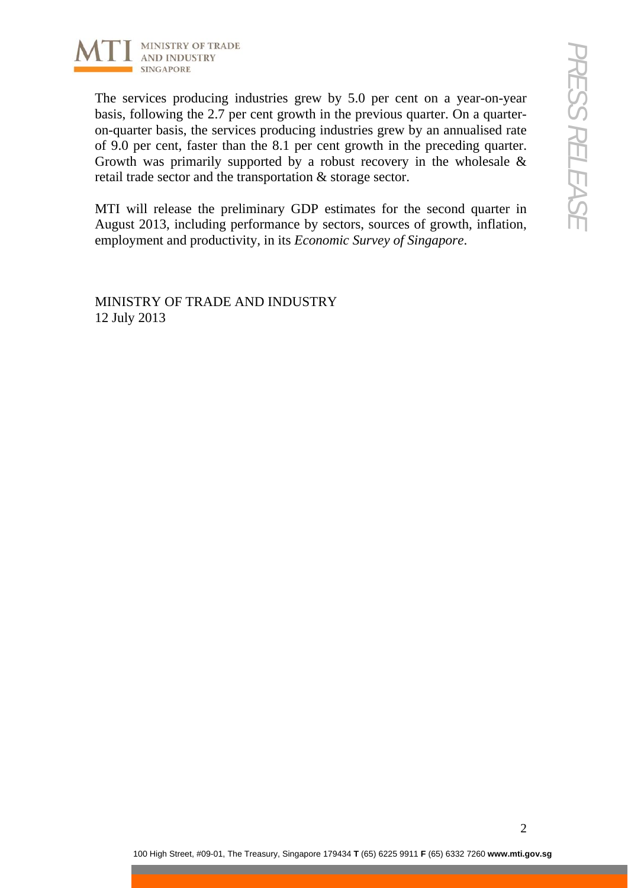The services producing industries grew by 5.0 per cent on a year-on-year basis, following the 2.7 per cent growth in the previous quarter. On a quarter-on-quarter basis, the services producing industries grew by an annualised rate of 9.0 per cent, faster than the 8.1 per cent growth in the preceding quarter. Growth was primarily supported by a robust recovery in the wholesale & retail trade sector and the transportation & storage sector.

MTI will release the preliminary GDP estimates for the second quarter in August 2013, including performance by sectors, sources of growth, inflation, employment and productivity, in its *Economic Survey of Singapore*.

MINISTRY OF TRADE AND INDUSTRY
12 July 2013